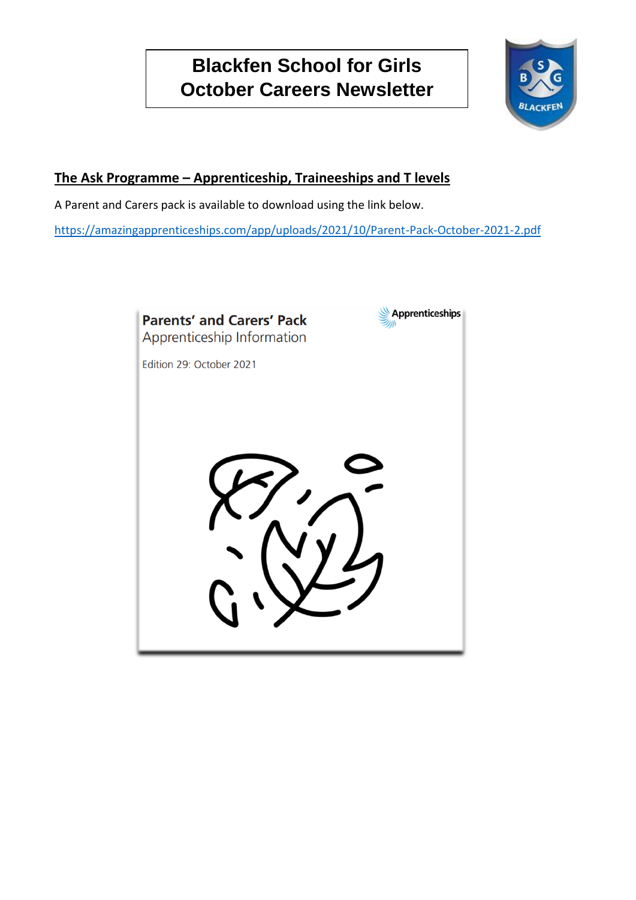# Blackfen School for Girls
# October Careers Newsletter

## The Ask Programme – Apprenticeship, Traineeships and T levels

A Parent and Carers pack is available to download using the link below.

https://amazingapprenticeships.com/app/uploads/2021/10/Parent-Pack-October-2021-2.pdf

**Parents' and Carers' Pack**

Apprenticeship Information

Edition 29: October 2021

Apprenticeships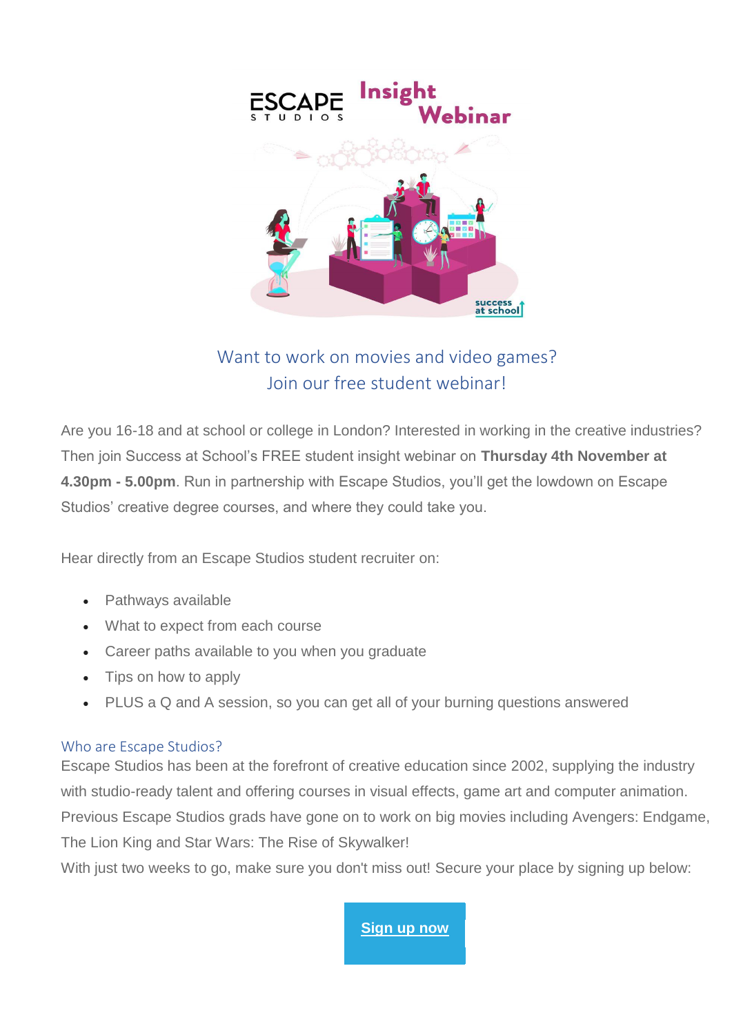# ESCAPE STUDIOS Insight Webinar

## Want to work on movies and video games?
## Join our free student webinar!

Are you 16-18 and at school or college in London? Interested in working in the creative industries? Then join Success at School's FREE student insight webinar on **Thursday 4th November at 4.30pm - 5.00pm**. Run in partnership with Escape Studios, you'll get the lowdown on Escape Studios' creative degree courses, and where they could take you.

Hear directly from an Escape Studios student recruiter on:

- Pathways available
- What to expect from each course
- Career paths available to you when you graduate
- Tips on how to apply
- PLUS a Q and A session, so you can get all of your burning questions answered

### Who are Escape Studios?

Escape Studios has been at the forefront of creative education since 2002, supplying the industry with studio-ready talent and offering courses in visual effects, game art and computer animation. Previous Escape Studios grads have gone on to work on big movies including Avengers: Endgame, The Lion King and Star Wars: The Rise of Skywalker!

With just two weeks to go, make sure you don't miss out! Secure your place by signing up below:

**Sign up now**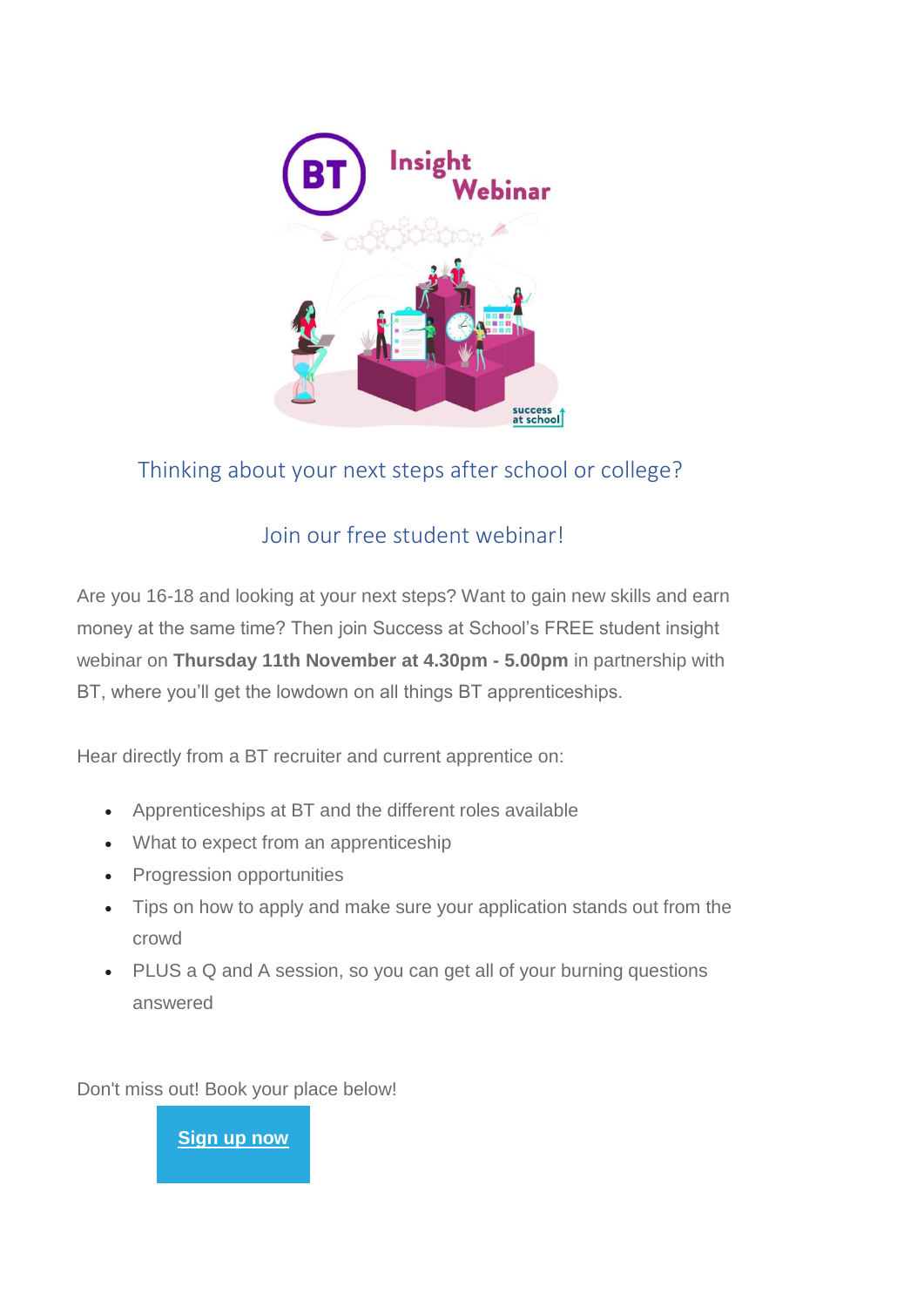## Thinking about your next steps after school or college?

## Join our free student webinar!

Are you 16-18 and looking at your next steps? Want to gain new skills and earn money at the same time? Then join Success at School's FREE student insight webinar on **Thursday 11th November at 4.30pm - 5.00pm** in partnership with BT, where you'll get the lowdown on all things BT apprenticeships.

Hear directly from a BT recruiter and current apprentice on:

- Apprenticeships at BT and the different roles available
- What to expect from an apprenticeship
- Progression opportunities
- Tips on how to apply and make sure your application stands out from the crowd
- PLUS a Q and A session, so you can get all of your burning questions answered

Don't miss out! Book your place below!

**Sign up now**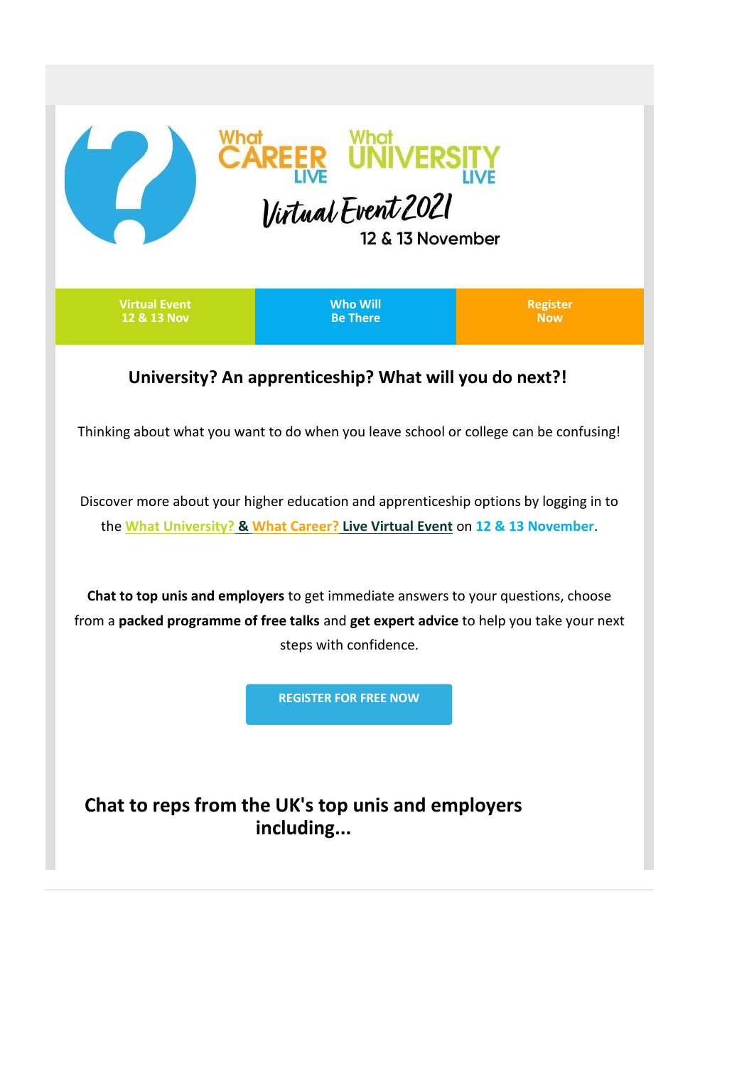What CAREER LIVE What UNIVERSITY LIVE

Virtual Event 2021

12 & 13 November

| Virtual Event 12 & 13 Nov | Who Will Be There | Register Now |
| --- | --- | --- |

### University? An apprenticeship? What will you do next?!

Thinking about what you want to do when you leave school or college can be confusing!

Discover more about your higher education and apprenticeship options by logging in to the What University? & What Career? Live Virtual Event on 12 & 13 November.

**Chat to top unis and employers** to get immediate answers to your questions, choose from a **packed programme of free talks** and **get expert advice** to help you take your next steps with confidence.

REGISTER FOR FREE NOW

## Chat to reps from the UK's top unis and employers including...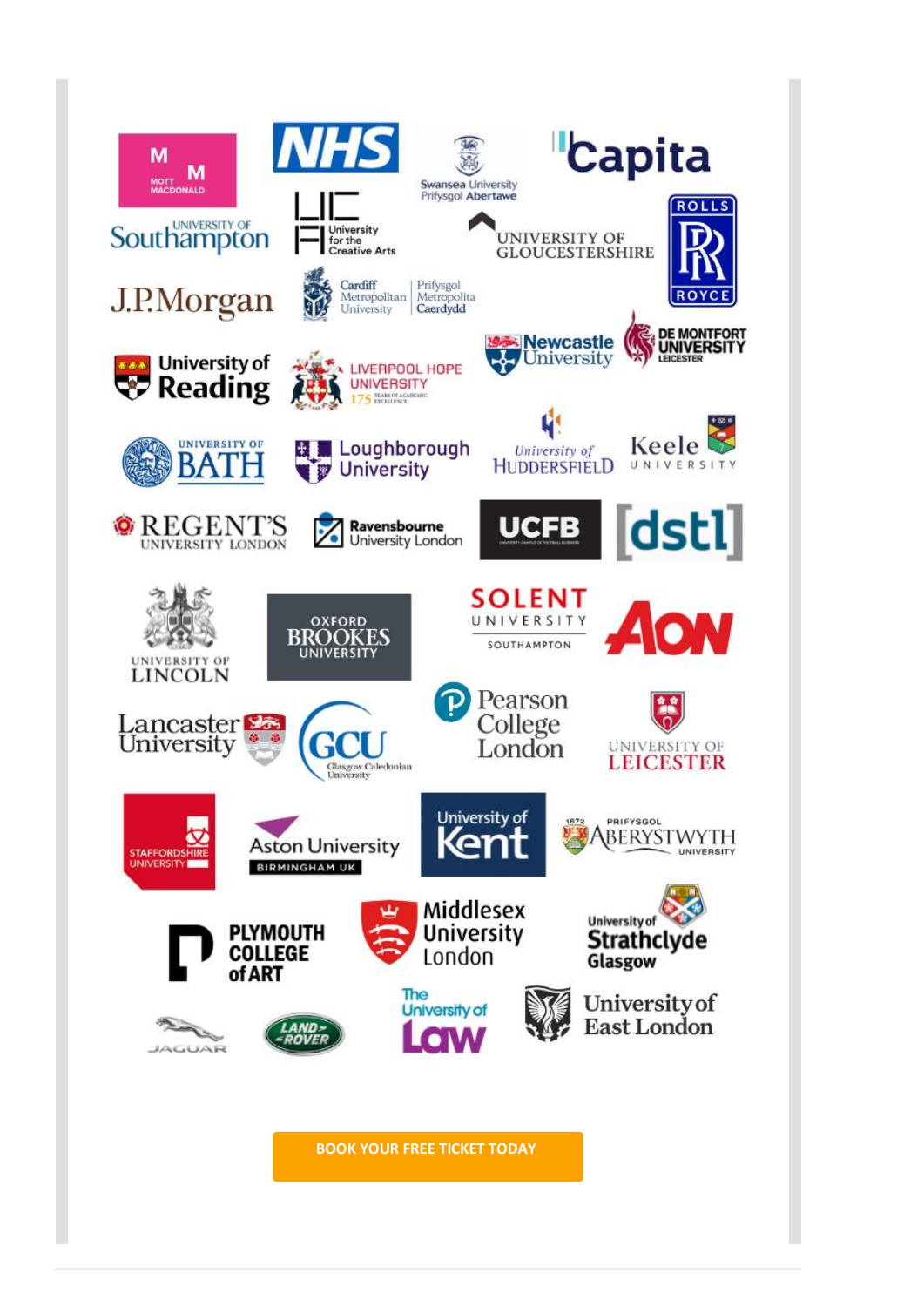- Mott MacDonald
- NHS
- Swansea University Prifysgol Abertawe
- Capita
- University of Southampton
- University for the Creative Arts
- University of Gloucestershire
- Rolls Royce
- J.P.Morgan
- Cardiff Metropolitan University | Prifysgol Metropolitan Caerdydd
- Newcastle University
- De Montfort University Leicester
- University of Reading
- Liverpool Hope University
- University of Bath
- Loughborough University
- University of Huddersfield
- Keele University
- Regent's University London
- Ravensbourne University London
- UCFB
- dstl
- University of Lincoln
- Oxford Brookes University
- Solent University Southampton
- AON
- Lancaster University
- GCU Glasgow Caledonian University
- Pearson College London
- University of Leicester
- Staffordshire University
- Aston University Birmingham UK
- University of Kent
- Prifysgol Aberystwyth University
- Plymouth College of Art
- Middlesex University London
- University of Strathclyde Glasgow
- Jaguar
- Land Rover
- The University of Law
- University of East London

**BOOK YOUR FREE TICKET TODAY**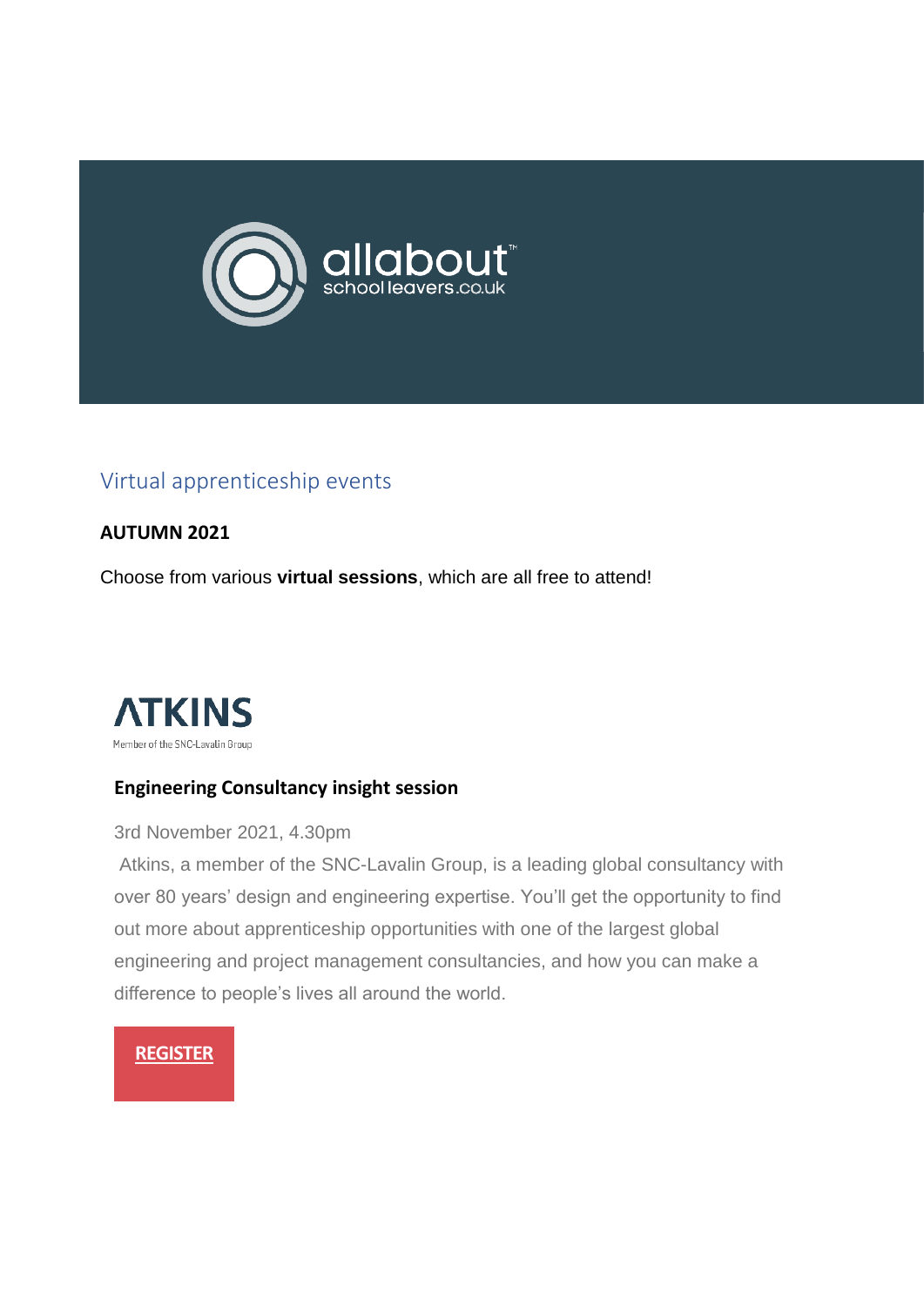allabout schoolleavers.co.uk

## Virtual apprenticeship events

**AUTUMN 2021**

Choose from various **virtual sessions**, which are all free to attend!

ATKINS
Member of the SNC-Lavalin Group

### Engineering Consultancy insight session

3rd November 2021, 4.30pm

Atkins, a member of the SNC-Lavalin Group, is a leading global consultancy with over 80 years' design and engineering expertise. You'll get the opportunity to find out more about apprenticeship opportunities with one of the largest global engineering and project management consultancies, and how you can make a difference to people's lives all around the world.

**REGISTER**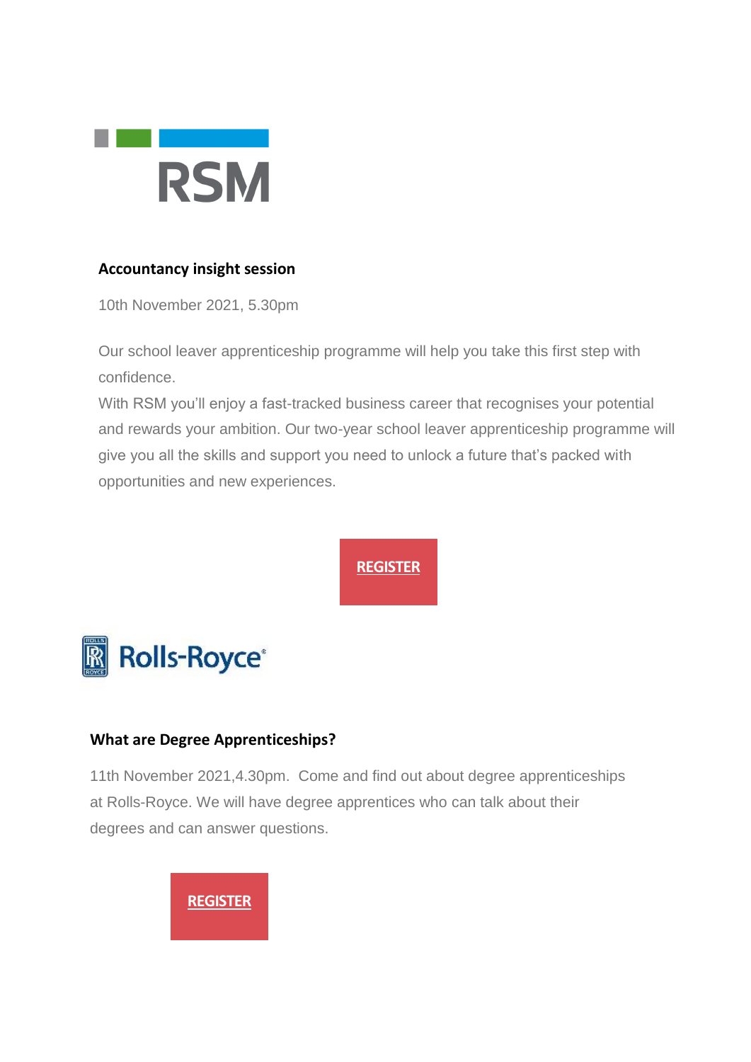RSM

**Accountancy insight session**

10th November 2021, 5.30pm

Our school leaver apprenticeship programme will help you take this first step with confidence.
With RSM you'll enjoy a fast-tracked business career that recognises your potential and rewards your ambition. Our two-year school leaver apprenticeship programme will give you all the skills and support you need to unlock a future that's packed with opportunities and new experiences.

**REGISTER**

Rolls-Royce

**What are Degree Apprenticeships?**

11th November 2021,4.30pm. Come and find out about degree apprenticeships at Rolls-Royce. We will have degree apprentices who can talk about their degrees and can answer questions.

**REGISTER**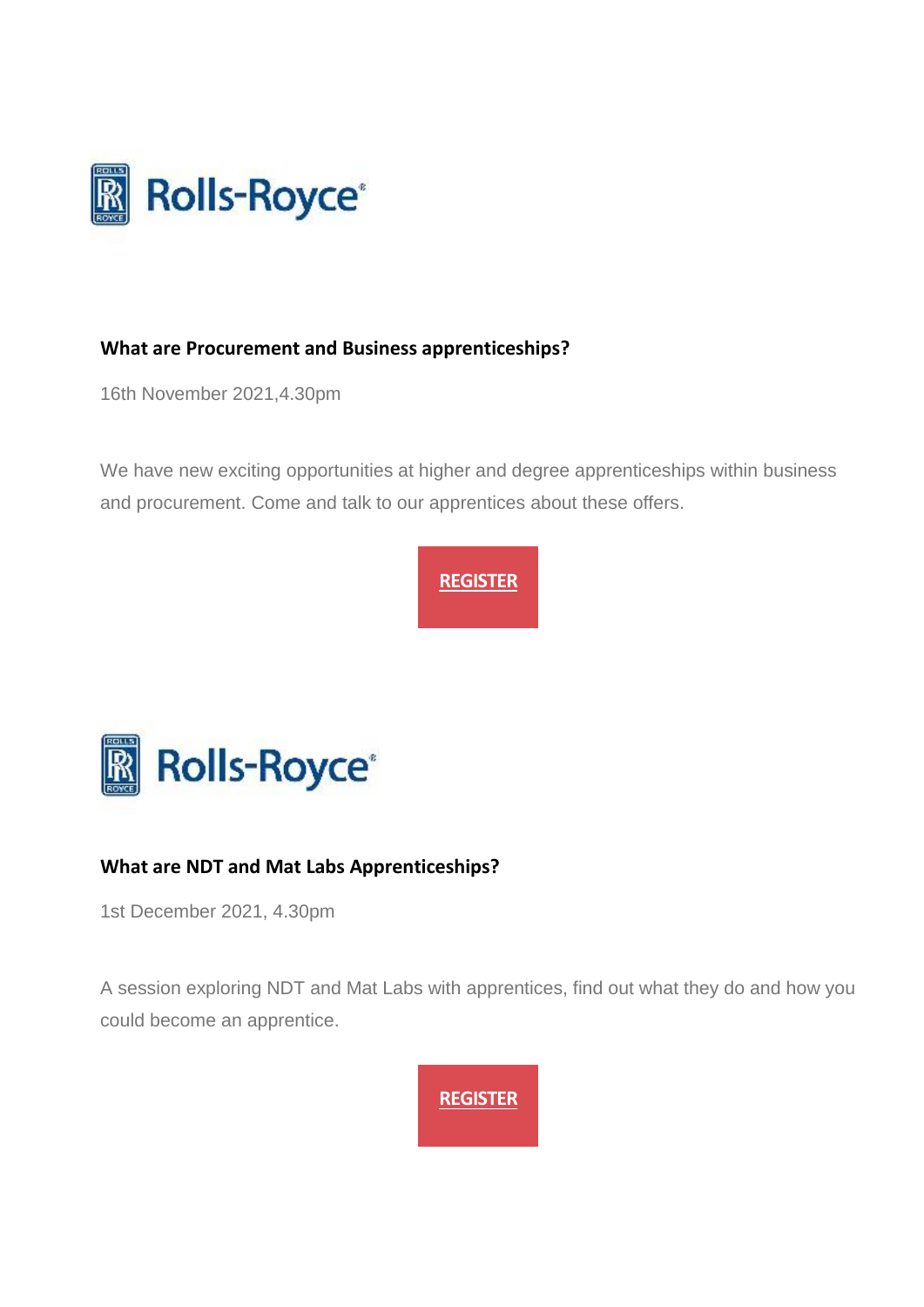Rolls-Royce

### What are Procurement and Business apprenticeships?

16th November 2021,4.30pm

We have new exciting opportunities at higher and degree apprenticeships within business and procurement. Come and talk to our apprentices about these offers.

**REGISTER**

Rolls-Royce

### What are NDT and Mat Labs Apprenticeships?

1st December 2021, 4.30pm

A session exploring NDT and Mat Labs with apprentices, find out what they do and how you could become an apprentice.

**REGISTER**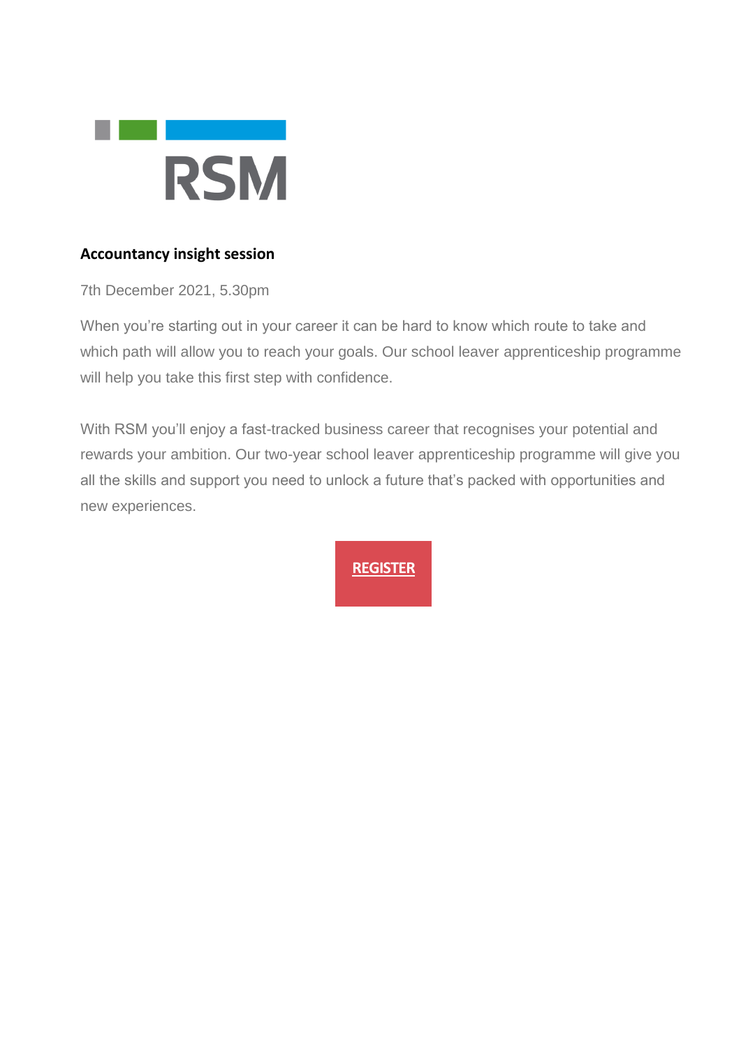RSM

## Accountancy insight session

7th December 2021, 5.30pm

When you're starting out in your career it can be hard to know which route to take and which path will allow you to reach your goals. Our school leaver apprenticeship programme will help you take this first step with confidence.

With RSM you'll enjoy a fast-tracked business career that recognises your potential and rewards your ambition. Our two-year school leaver apprenticeship programme will give you all the skills and support you need to unlock a future that's packed with opportunities and new experiences.

**REGISTER**